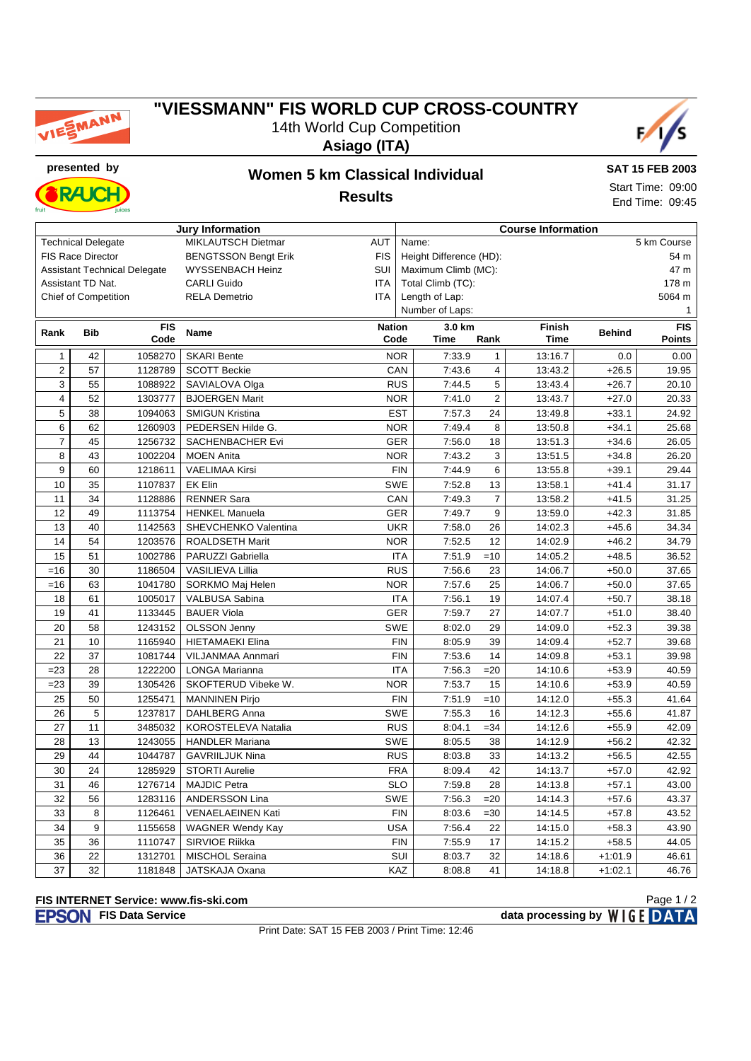# "VIESSMANN" FIS WORLD CUP CROSS-COUNTRY

14th World Cup Competition

**Asiago (ITA)**

**presented by**

## Women 5 km Classical Individual

## Results

**SAT 15 FEB 2003**

Start Time: 09:00

End Time: 09:45

| Jury Information | | | Course Information | |
|---|---|---|---|---|
| Technical Delegate | MIKLAUTSCH Dietmar | AUT | Name: | 5 km Course |
| FIS Race Director | BENGTSSON Bengt Erik | FIS | Height Difference (HD): | 54 m |
| Assistant Technical Delegate | WYSSENBACH Heinz | SUI | Maximum Climb (MC): | 47 m |
| Assistant TD Nat. | CARLI Guido | ITA | Total Climb (TC): | 178 m |
| Chief of Competition | RELA Demetrio | ITA | Length of Lap: | 5064 m |
| | | | Number of Laps: | 1 |

| Rank | Bib | FIS Code | Name | Nation Code | 3.0 km Time | 3.0 km Rank | Finish Time | Behind | FIS Points |
|---|---|---|---|---|---|---|---|---|---|
| 1 | 42 | 1058270 | SKARI Bente | NOR | 7:33.9 | 1 | 13:16.7 | 0.0 | 0.00 |
| 2 | 57 | 1128789 | SCOTT Beckie | CAN | 7:43.6 | 4 | 13:43.2 | +26.5 | 19.95 |
| 3 | 55 | 1088922 | SAVIALOVA Olga | RUS | 7:44.5 | 5 | 13:43.4 | +26.7 | 20.10 |
| 4 | 52 | 1303777 | BJOERGEN Marit | NOR | 7:41.0 | 2 | 13:43.7 | +27.0 | 20.33 |
| 5 | 38 | 1094063 | SMIGUN Kristina | EST | 7:57.3 | 24 | 13:49.8 | +33.1 | 24.92 |
| 6 | 62 | 1260903 | PEDERSEN Hilde G. | NOR | 7:49.4 | 8 | 13:50.8 | +34.1 | 25.68 |
| 7 | 45 | 1256732 | SACHENBACHER Evi | GER | 7:56.0 | 18 | 13:51.3 | +34.6 | 26.05 |
| 8 | 43 | 1002204 | MOEN Anita | NOR | 7:43.2 | 3 | 13:51.5 | +34.8 | 26.20 |
| 9 | 60 | 1218611 | VAELIMAA Kirsi | FIN | 7:44.9 | 6 | 13:55.8 | +39.1 | 29.44 |
| 10 | 35 | 1107837 | EK Elin | SWE | 7:52.8 | 13 | 13:58.1 | +41.4 | 31.17 |
| 11 | 34 | 1128886 | RENNER Sara | CAN | 7:49.3 | 7 | 13:58.2 | +41.5 | 31.25 |
| 12 | 49 | 1113754 | HENKEL Manuela | GER | 7:49.7 | 9 | 13:59.0 | +42.3 | 31.85 |
| 13 | 40 | 1142563 | SHEVCHENKO Valentina | UKR | 7:58.0 | 26 | 14:02.3 | +45.6 | 34.34 |
| 14 | 54 | 1203576 | ROALDSETH Marit | NOR | 7:52.5 | 12 | 14:02.9 | +46.2 | 34.79 |
| 15 | 51 | 1002786 | PARUZZI Gabriella | ITA | 7:51.9 | =10 | 14:05.2 | +48.5 | 36.52 |
| =16 | 30 | 1186504 | VASILIEVA Lillia | RUS | 7:56.6 | 23 | 14:06.7 | +50.0 | 37.65 |
| =16 | 63 | 1041780 | SORKMO Maj Helen | NOR | 7:57.6 | 25 | 14:06.7 | +50.0 | 37.65 |
| 18 | 61 | 1005017 | VALBUSA Sabina | ITA | 7:56.1 | 19 | 14:07.4 | +50.7 | 38.18 |
| 19 | 41 | 1133445 | BAUER Viola | GER | 7:59.7 | 27 | 14:07.7 | +51.0 | 38.40 |
| 20 | 58 | 1243152 | OLSSON Jenny | SWE | 8:02.0 | 29 | 14:09.0 | +52.3 | 39.38 |
| 21 | 10 | 1165940 | HIETAMAEKI Elina | FIN | 8:05.9 | 39 | 14:09.4 | +52.7 | 39.68 |
| 22 | 37 | 1081744 | VILJANMAA Annmari | FIN | 7:53.6 | 14 | 14:09.8 | +53.1 | 39.98 |
| =23 | 28 | 1222200 | LONGA Marianna | ITA | 7:56.3 | =20 | 14:10.6 | +53.9 | 40.59 |
| =23 | 39 | 1305426 | SKOFTERUD Vibeke W. | NOR | 7:53.7 | 15 | 14:10.6 | +53.9 | 40.59 |
| 25 | 50 | 1255471 | MANNINEN Pirjo | FIN | 7:51.9 | =10 | 14:12.0 | +55.3 | 41.64 |
| 26 | 5 | 1237817 | DAHLBERG Anna | SWE | 7:55.3 | 16 | 14:12.3 | +55.6 | 41.87 |
| 27 | 11 | 3485032 | KOROSTELEVA Natalia | RUS | 8:04.1 | =34 | 14:12.6 | +55.9 | 42.09 |
| 28 | 13 | 1243055 | HANDLER Mariana | SWE | 8:05.5 | 38 | 14:12.9 | +56.2 | 42.32 |
| 29 | 44 | 1044787 | GAVRIILJUK Nina | RUS | 8:03.8 | 33 | 14:13.2 | +56.5 | 42.55 |
| 30 | 24 | 1285929 | STORTI Aurelie | FRA | 8:09.4 | 42 | 14:13.7 | +57.0 | 42.92 |
| 31 | 46 | 1276714 | MAJDIC Petra | SLO | 7:59.8 | 28 | 14:13.8 | +57.1 | 43.00 |
| 32 | 56 | 1283116 | ANDERSSON Lina | SWE | 7:56.3 | =20 | 14:14.3 | +57.6 | 43.37 |
| 33 | 8 | 1126461 | VENAELAEINEN Kati | FIN | 8:03.6 | =30 | 14:14.5 | +57.8 | 43.52 |
| 34 | 9 | 1155658 | WAGNER Wendy Kay | USA | 7:56.4 | 22 | 14:15.0 | +58.3 | 43.90 |
| 35 | 36 | 1110747 | SIRVIOE Riikka | FIN | 7:55.9 | 17 | 14:15.2 | +58.5 | 44.05 |
| 36 | 22 | 1312701 | MISCHOL Seraina | SUI | 8:03.7 | 32 | 14:18.6 | +1:01.9 | 46.61 |
| 37 | 32 | 1181848 | JATSKAJA Oxana | KAZ | 8:08.8 | 41 | 14:18.8 | +1:02.1 | 46.76 |

**FIS INTERNET Service: www.fis-ski.com**

**FIS Data Service** — **data processing by WIGE DATA**

Print Date: SAT 15 FEB 2003 / Print Time: 12:46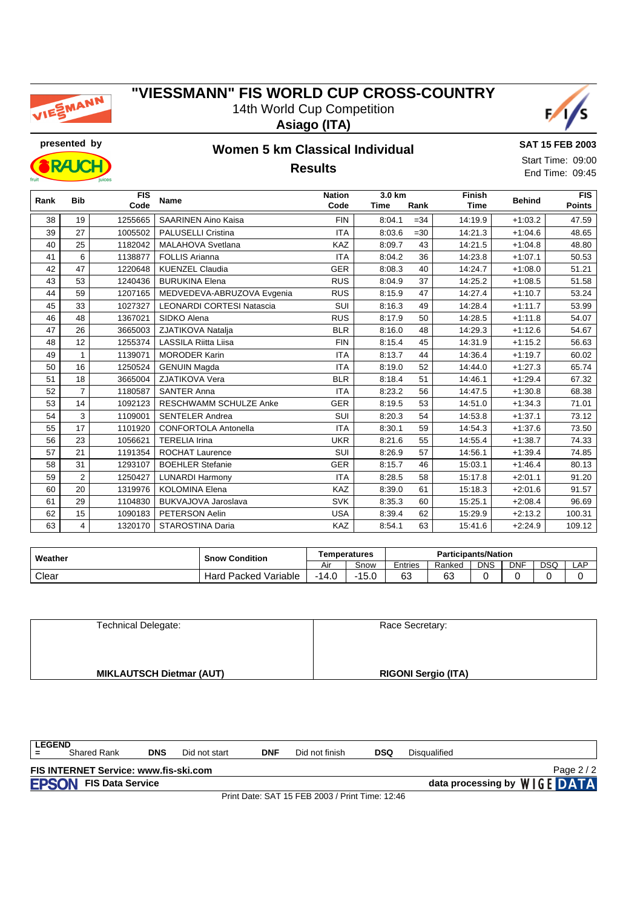# "VIESSMANN" FIS WORLD CUP CROSS-COUNTRY

14th World Cup Competition

**Asiago (ITA)**

**presented by**

## Women 5 km Classical Individual

## Results

**SAT 15 FEB 2003**

Start Time: 09:00

End Time: 09:45

| Rank | Bib | FIS Code | Name | Nation Code | 3.0 km Time | 3.0 km Rank | Finish Time | Behind | FIS Points |
|---|---|---|---|---|---|---|---|---|---|
| 38 | 19 | 1255665 | SAARINEN Aino Kaisa | FIN | 8:04.1 | =34 | 14:19.9 | +1:03.2 | 47.59 |
| 39 | 27 | 1005502 | PALUSELLI Cristina | ITA | 8:03.6 | =30 | 14:21.3 | +1:04.6 | 48.65 |
| 40 | 25 | 1182042 | MALAHOVA Svetlana | KAZ | 8:09.7 | 43 | 14:21.5 | +1:04.8 | 48.80 |
| 41 | 6 | 1138877 | FOLLIS Arianna | ITA | 8:04.2 | 36 | 14:23.8 | +1:07.1 | 50.53 |
| 42 | 47 | 1220648 | KUENZEL Claudia | GER | 8:08.3 | 40 | 14:24.7 | +1:08.0 | 51.21 |
| 43 | 53 | 1240436 | BURUKINA Elena | RUS | 8:04.9 | 37 | 14:25.2 | +1:08.5 | 51.58 |
| 44 | 59 | 1207165 | MEDVEDEVA-ABRUZOVA Evgenia | RUS | 8:15.9 | 47 | 14:27.4 | +1:10.7 | 53.24 |
| 45 | 33 | 1027327 | LEONARDI CORTESI Natascia | SUI | 8:16.3 | 49 | 14:28.4 | +1:11.7 | 53.99 |
| 46 | 48 | 1367021 | SIDKO Alena | RUS | 8:17.9 | 50 | 14:28.5 | +1:11.8 | 54.07 |
| 47 | 26 | 3665003 | ZJATIKOVA Natalja | BLR | 8:16.0 | 48 | 14:29.3 | +1:12.6 | 54.67 |
| 48 | 12 | 1255374 | LASSILA Riitta Liisa | FIN | 8:15.4 | 45 | 14:31.9 | +1:15.2 | 56.63 |
| 49 | 1 | 1139071 | MORODER Karin | ITA | 8:13.7 | 44 | 14:36.4 | +1:19.7 | 60.02 |
| 50 | 16 | 1250524 | GENUIN Magda | ITA | 8:19.0 | 52 | 14:44.0 | +1:27.3 | 65.74 |
| 51 | 18 | 3665004 | ZJATIKOVA Vera | BLR | 8:18.4 | 51 | 14:46.1 | +1:29.4 | 67.32 |
| 52 | 7 | 1180587 | SANTER Anna | ITA | 8:23.2 | 56 | 14:47.5 | +1:30.8 | 68.38 |
| 53 | 14 | 1092123 | RESCHWAMM SCHULZE Anke | GER | 8:19.5 | 53 | 14:51.0 | +1:34.3 | 71.01 |
| 54 | 3 | 1109001 | SENTELER Andrea | SUI | 8:20.3 | 54 | 14:53.8 | +1:37.1 | 73.12 |
| 55 | 17 | 1101920 | CONFORTOLA Antonella | ITA | 8:30.1 | 59 | 14:54.3 | +1:37.6 | 73.50 |
| 56 | 23 | 1056621 | TERELIA Irina | UKR | 8:21.6 | 55 | 14:55.4 | +1:38.7 | 74.33 |
| 57 | 21 | 1191354 | ROCHAT Laurence | SUI | 8:26.9 | 57 | 14:56.1 | +1:39.4 | 74.85 |
| 58 | 31 | 1293107 | BOEHLER Stefanie | GER | 8:15.7 | 46 | 15:03.1 | +1:46.4 | 80.13 |
| 59 | 2 | 1250427 | LUNARDI Harmony | ITA | 8:28.5 | 58 | 15:17.8 | +2:01.1 | 91.20 |
| 60 | 20 | 1319976 | KOLOMINA Elena | KAZ | 8:39.0 | 61 | 15:18.3 | +2:01.6 | 91.57 |
| 61 | 29 | 1104830 | BUKVAJOVA Jaroslava | SVK | 8:35.3 | 60 | 15:25.1 | +2:08.4 | 96.69 |
| 62 | 15 | 1090183 | PETERSON Aelin | USA | 8:39.4 | 62 | 15:29.9 | +2:13.2 | 100.31 |
| 63 | 4 | 1320170 | STAROSTINA Daria | KAZ | 8:54.1 | 63 | 15:41.6 | +2:24.9 | 109.12 |

| Weather | Snow Condition | Temperatures | | Participants/Nation | | | | | |
|---|---|---|---|---|---|---|---|---|---|
| | | Air | Snow | Entries | Ranked | DNS | DNF | DSQ | LAP |
| Clear | Hard Packed Variable | -14.0 | -15.0 | 63 | 63 | 0 | 0 | 0 | 0 |

| Technical Delegate: | Race Secretary: |
|---|---|
| **MIKLAUTSCH Dietmar (AUT)** | **RIGONI Sergio (ITA)** |

**LEGEND**

| | | | | | |
|---|---|---|---|---|---|
| **=** Shared Rank | **DNS** | Did not start | **DNF** | Did not finish | **DSQ** Disqualified |

**FIS INTERNET Service: www.fis-ski.com**

**FIS Data Service** — data processing by WIGE DATA

Print Date: SAT 15 FEB 2003 / Print Time: 12:46